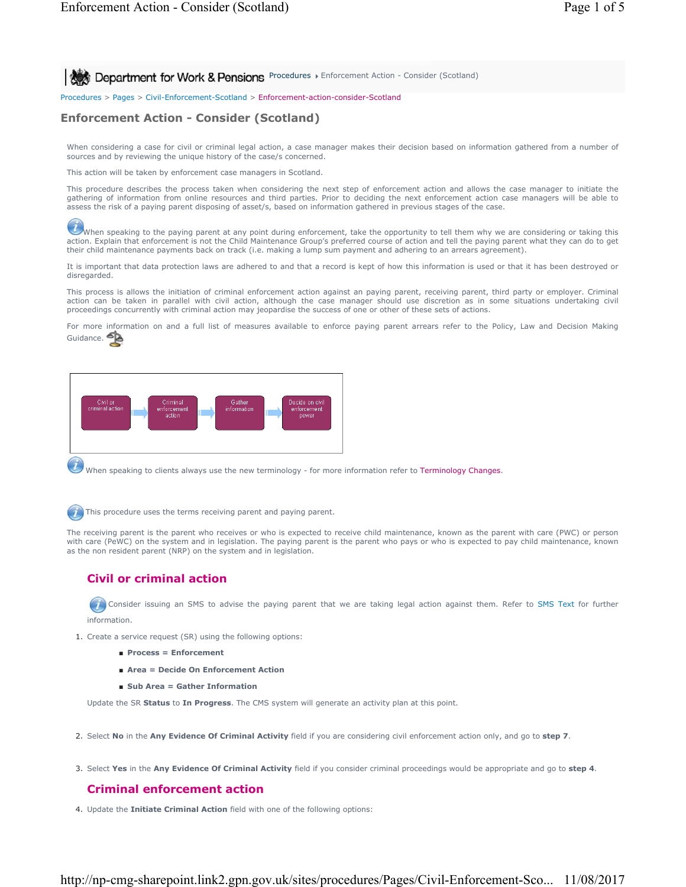Department for Work & Pensions Procedures ▸ Enforcement Action - Consider (Scotland)

Procedures > Pages > Civil-Enforcement-Scotland > Enforcement-action-consider-Scotland

# Enforcement Action - Consider (Scotland)

When considering a case for civil or criminal legal action, a case manager makes their decision based on information gathered from a number of sources and by reviewing the unique history of the case/s concerned.

This action will be taken by enforcement case managers in Scotland.

This procedure describes the process taken when considering the next step of enforcement action and allows the case manager to initiate the gathering of information from online resources and third parties. Prior to deciding the next enforcement action case managers will be able to assess the risk of a paying parent disposing of asset/s, based on information gathered in previous stages of the case.

When speaking to the paying parent at any point during enforcement, take the opportunity to tell them why we are considering or taking this action. Explain that enforcement is not the Child Maintenance Group's preferred course of action and tell the paying parent what they can do to get their child maintenance payments back on track (i.e. making a lump sum payment and adhering to an arrears agreement).

It is important that data protection laws are adhered to and that a record is kept of how this information is used or that it has been destroyed or disregarded.

This process is allows the initiation of criminal enforcement action against an paying parent, receiving parent, third party or employer. Criminal action can be taken in parallel with civil action, although the case manager should use discretion as in some situations undertaking civil proceedings concurrently with criminal action may jeopardise the success of one or other of these sets of actions.

For more information on and a full list of measures available to enforce paying parent arrears refer to the Policy, Law and Decision Making Guidance.

Civil or criminal action → Criminal enforcement action → Gather information → Decide on civil enforcement power

When speaking to clients always use the new terminology - for more information refer to Terminology Changes.

This procedure uses the terms receiving parent and paying parent.

The receiving parent is the parent who receives or who is expected to receive child maintenance, known as the parent with care (PWC) or person with care (PeWC) on the system and in legislation. The paying parent is the parent who pays or who is expected to pay child maintenance, known as the non resident parent (NRP) on the system and in legislation.

## Civil or criminal action

Consider issuing an SMS to advise the paying parent that we are taking legal action against them. Refer to SMS Text for further information.

1. Create a service request (SR) using the following options:
   - **Process = Enforcement**
   - **Area = Decide On Enforcement Action**
   - **Sub Area = Gather Information**

   Update the SR **Status** to **In Progress**. The CMS system will generate an activity plan at this point.

2. Select **No** in the **Any Evidence Of Criminal Activity** field if you are considering civil enforcement action only, and go to **step 7**.

3. Select **Yes** in the **Any Evidence Of Criminal Activity** field if you consider criminal proceedings would be appropriate and go to **step 4**.

## Criminal enforcement action

4. Update the **Initiate Criminal Action** field with one of the following options: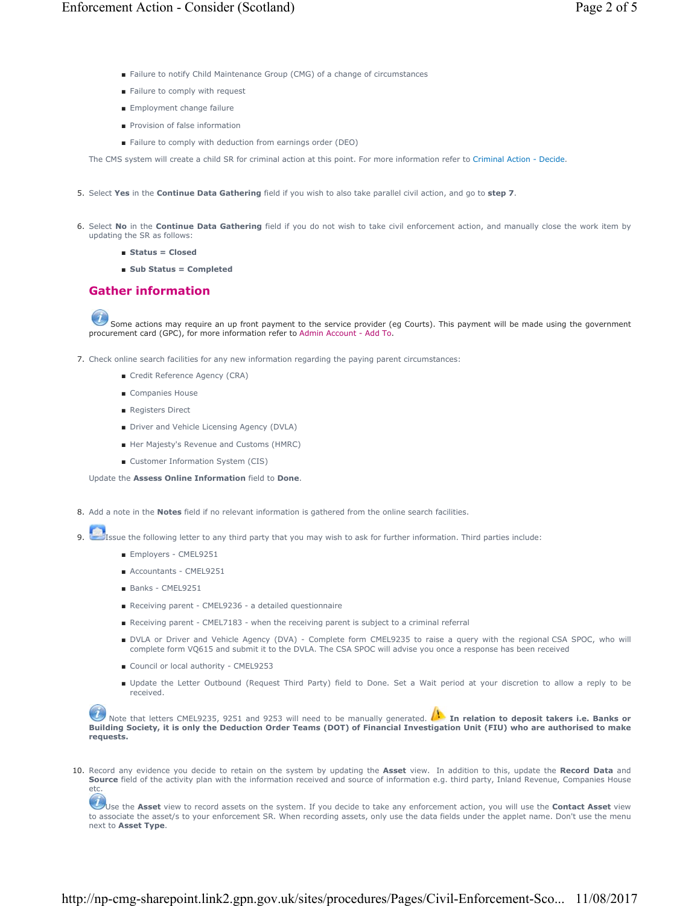- Failure to notify Child Maintenance Group (CMG) of a change of circumstances
- Failure to comply with request
- Employment change failure
- Provision of false information
- Failure to comply with deduction from earnings order (DEO)

The CMS system will create a child SR for criminal action at this point. For more information refer to Criminal Action - Decide.

5. Select **Yes** in the **Continue Data Gathering** field if you wish to also take parallel civil action, and go to **step 7**.

6. Select **No** in the **Continue Data Gathering** field if you do not wish to take civil enforcement action, and manually close the work item by updating the SR as follows:
   - **Status = Closed**
   - **Sub Status = Completed**

## Gather information

Some actions may require an up front payment to the service provider (eg Courts). This payment will be made using the government procurement card (GPC), for more information refer to Admin Account - Add To.

7. Check online search facilities for any new information regarding the paying parent circumstances:
   - Credit Reference Agency (CRA)
   - Companies House
   - Registers Direct
   - Driver and Vehicle Licensing Agency (DVLA)
   - Her Majesty's Revenue and Customs (HMRC)
   - Customer Information System (CIS)

   Update the **Assess Online Information** field to **Done**.

8. Add a note in the **Notes** field if no relevant information is gathered from the online search facilities.

9. Issue the following letter to any third party that you may wish to ask for further information. Third parties include:
   - Employers - CMEL9251
   - Accountants - CMEL9251
   - Banks - CMEL9251
   - Receiving parent - CMEL9236 - a detailed questionnaire
   - Receiving parent - CMEL7183 - when the receiving parent is subject to a criminal referral
   - DVLA or Driver and Vehicle Agency (DVA) - Complete form CMEL9235 to raise a query with the regional CSA SPOC, who will complete form VQ615 and submit it to the DVLA. The CSA SPOC will advise you once a response has been received
   - Council or local authority - CMEL9253
   - Update the Letter Outbound (Request Third Party) field to Done. Set a Wait period at your discretion to allow a reply to be received.

   Note that letters CMEL9235, 9251 and 9253 will need to be manually generated. **In relation to deposit takers i.e. Banks or Building Society, it is only the Deduction Order Teams (DOT) of Financial Investigation Unit (FIU) who are authorised to make requests.**

10. Record any evidence you decide to retain on the system by updating the **Asset** view. In addition to this, update the **Record Data** and **Source** field of the activity plan with the information received and source of information e.g. third party, Inland Revenue, Companies House etc.

    Use the **Asset** view to record assets on the system. If you decide to take any enforcement action, you will use the **Contact Asset** view to associate the asset/s to your enforcement SR. When recording assets, only use the data fields under the applet name. Don't use the menu next to **Asset Type**.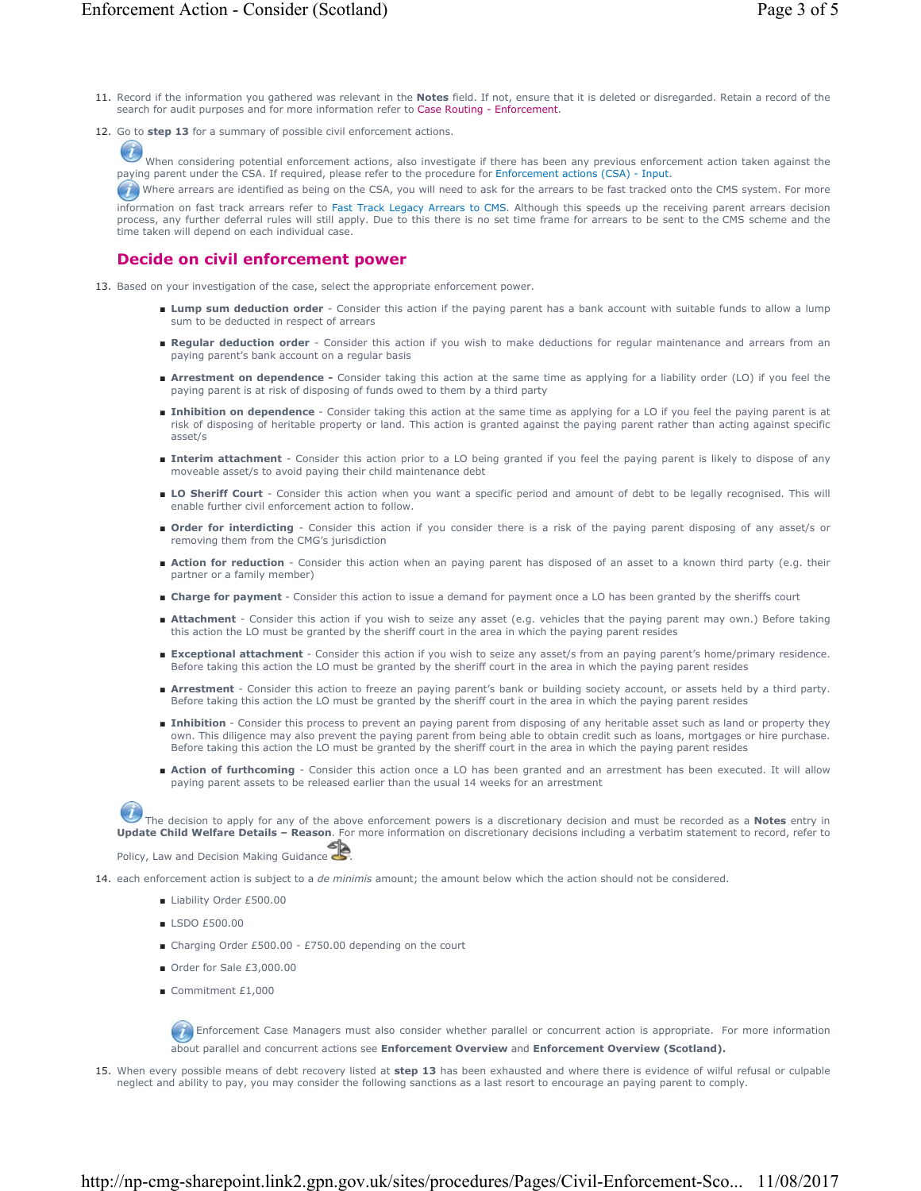11. Record if the information you gathered was relevant in the **Notes** field. If not, ensure that it is deleted or disregarded. Retain a record of the search for audit purposes and for more information refer to Case Routing - Enforcement.

12. Go to **step 13** for a summary of possible civil enforcement actions.

    When considering potential enforcement actions, also investigate if there has been any previous enforcement action taken against the paying parent under the CSA. If required, please refer to the procedure for Enforcement actions (CSA) - Input.

    Where arrears are identified as being on the CSA, you will need to ask for the arrears to be fast tracked onto the CMS system. For more information on fast track arrears refer to Fast Track Legacy Arrears to CMS. Although this speeds up the receiving parent arrears decision process, any further deferral rules will still apply. Due to this there is no set time frame for arrears to be sent to the CMS scheme and the time taken will depend on each individual case.

## Decide on civil enforcement power

13. Based on your investigation of the case, select the appropriate enforcement power.

    - **Lump sum deduction order** - Consider this action if the paying parent has a bank account with suitable funds to allow a lump sum to be deducted in respect of arrears
    - **Regular deduction order** - Consider this action if you wish to make deductions for regular maintenance and arrears from an paying parent's bank account on a regular basis
    - **Arrestment on dependence -** Consider taking this action at the same time as applying for a liability order (LO) if you feel the paying parent is at risk of disposing of funds owed to them by a third party
    - **Inhibition on dependence** - Consider taking this action at the same time as applying for a LO if you feel the paying parent is at risk of disposing of heritable property or land. This action is granted against the paying parent rather than acting against specific asset/s
    - **Interim attachment** - Consider this action prior to a LO being granted if you feel the paying parent is likely to dispose of any moveable asset/s to avoid paying their child maintenance debt
    - **LO Sheriff Court** - Consider this action when you want a specific period and amount of debt to be legally recognised. This will enable further civil enforcement action to follow.
    - **Order for interdicting** - Consider this action if you consider there is a risk of the paying parent disposing of any asset/s or removing them from the CMG's jurisdiction
    - **Action for reduction** - Consider this action when an paying parent has disposed of an asset to a known third party (e.g. their partner or a family member)
    - **Charge for payment** - Consider this action to issue a demand for payment once a LO has been granted by the sheriffs court
    - **Attachment** - Consider this action if you wish to seize any asset (e.g. vehicles that the paying parent may own.) Before taking this action the LO must be granted by the sheriff court in the area in which the paying parent resides
    - **Exceptional attachment** - Consider this action if you wish to seize any asset/s from an paying parent's home/primary residence. Before taking this action the LO must be granted by the sheriff court in the area in which the paying parent resides
    - **Arrestment** - Consider this action to freeze an paying parent's bank or building society account, or assets held by a third party. Before taking this action the LO must be granted by the sheriff court in the area in which the paying parent resides
    - **Inhibition** - Consider this process to prevent an paying parent from disposing of any heritable asset such as land or property they own. This diligence may also prevent the paying parent from being able to obtain credit such as loans, mortgages or hire purchase. Before taking this action the LO must be granted by the sheriff court in the area in which the paying parent resides
    - **Action of furthcoming** - Consider this action once a LO has been granted and an arrestment has been executed. It will allow paying parent assets to be released earlier than the usual 14 weeks for an arrestment

    The decision to apply for any of the above enforcement powers is a discretionary decision and must be recorded as a **Notes** entry in **Update Child Welfare Details – Reason**. For more information on discretionary decisions including a verbatim statement to record, refer to Policy, Law and Decision Making Guidance.

14. each enforcement action is subject to a *de minimis* amount; the amount below which the action should not be considered.

    - Liability Order £500.00
    - LSDO £500.00
    - Charging Order £500.00 - £750.00 depending on the court
    - Order for Sale £3,000.00
    - Commitment £1,000

    Enforcement Case Managers must also consider whether parallel or concurrent action is appropriate. For more information about parallel and concurrent actions see **Enforcement Overview** and **Enforcement Overview (Scotland).**

15. When every possible means of debt recovery listed at **step 13** has been exhausted and where there is evidence of wilful refusal or culpable neglect and ability to pay, you may consider the following sanctions as a last resort to encourage an paying parent to comply.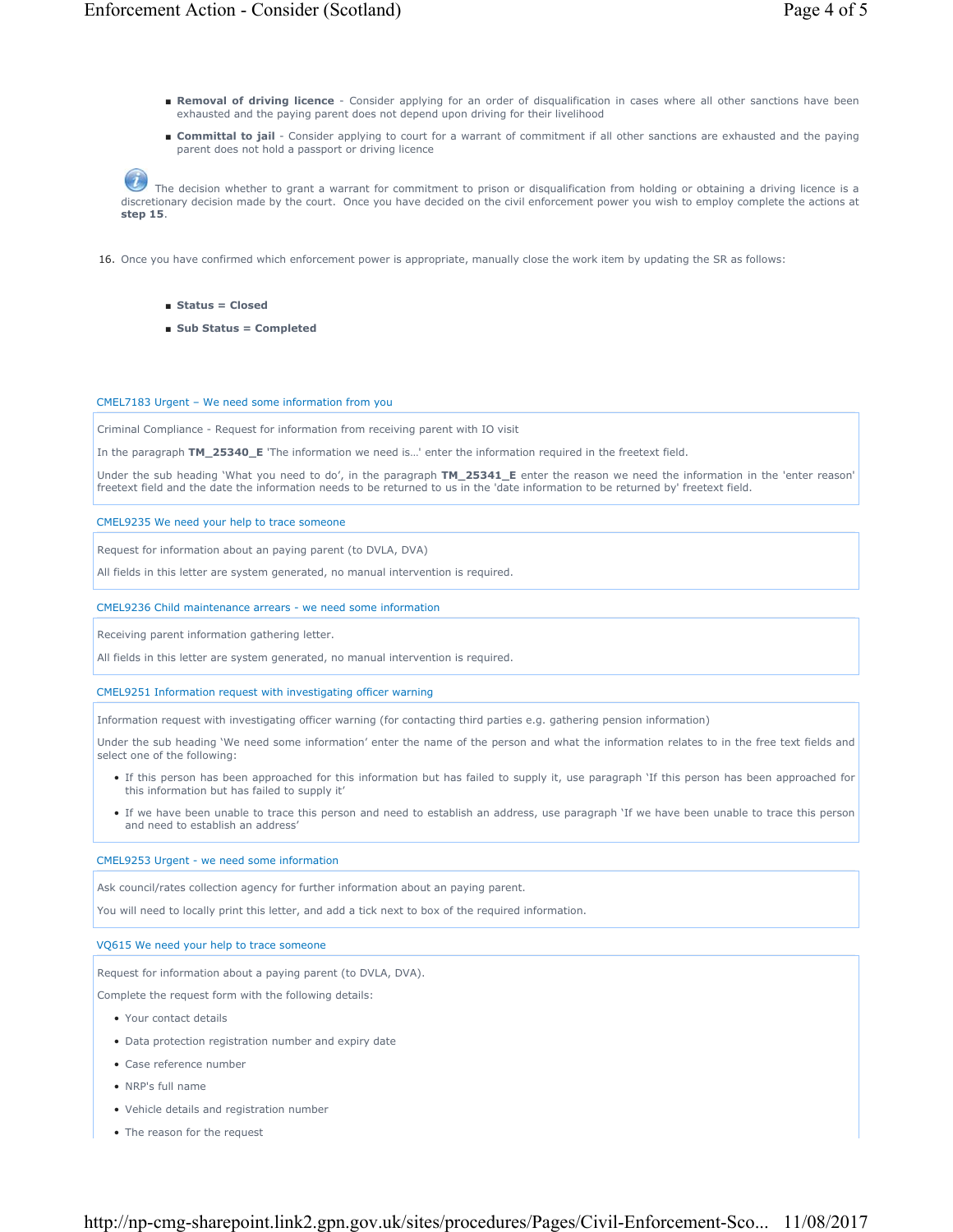- **Removal of driving licence** - Consider applying for an order of disqualification in cases where all other sanctions have been exhausted and the paying parent does not depend upon driving for their livelihood
- **Committal to jail** - Consider applying to court for a warrant of commitment if all other sanctions are exhausted and the paying parent does not hold a passport or driving licence

The decision whether to grant a warrant for commitment to prison or disqualification from holding or obtaining a driving licence is a discretionary decision made by the court. Once you have decided on the civil enforcement power you wish to employ complete the actions at **step 15**.

16. Once you have confirmed which enforcement power is appropriate, manually close the work item by updating the SR as follows:

    - **Status = Closed**
    - **Sub Status = Completed**

CMEL7183 Urgent – We need some information from you

Criminal Compliance - Request for information from receiving parent with IO visit

In the paragraph **TM_25340_E** 'The information we need is…' enter the information required in the freetext field.

Under the sub heading 'What you need to do', in the paragraph **TM_25341_E** enter the reason we need the information in the 'enter reason' freetext field and the date the information needs to be returned to us in the 'date information to be returned by' freetext field.

CMEL9235 We need your help to trace someone

Request for information about an paying parent (to DVLA, DVA)

All fields in this letter are system generated, no manual intervention is required.

CMEL9236 Child maintenance arrears - we need some information

Receiving parent information gathering letter.

All fields in this letter are system generated, no manual intervention is required.

CMEL9251 Information request with investigating officer warning

Information request with investigating officer warning (for contacting third parties e.g. gathering pension information)

Under the sub heading 'We need some information' enter the name of the person and what the information relates to in the free text fields and select one of the following:

- If this person has been approached for this information but has failed to supply it, use paragraph 'If this person has been approached for this information but has failed to supply it'
- If we have been unable to trace this person and need to establish an address, use paragraph 'If we have been unable to trace this person and need to establish an address'

CMEL9253 Urgent - we need some information

Ask council/rates collection agency for further information about an paying parent.

You will need to locally print this letter, and add a tick next to box of the required information.

VQ615 We need your help to trace someone

Request for information about a paying parent (to DVLA, DVA).

Complete the request form with the following details:

- Your contact details
- Data protection registration number and expiry date
- Case reference number
- NRP's full name
- Vehicle details and registration number
- The reason for the request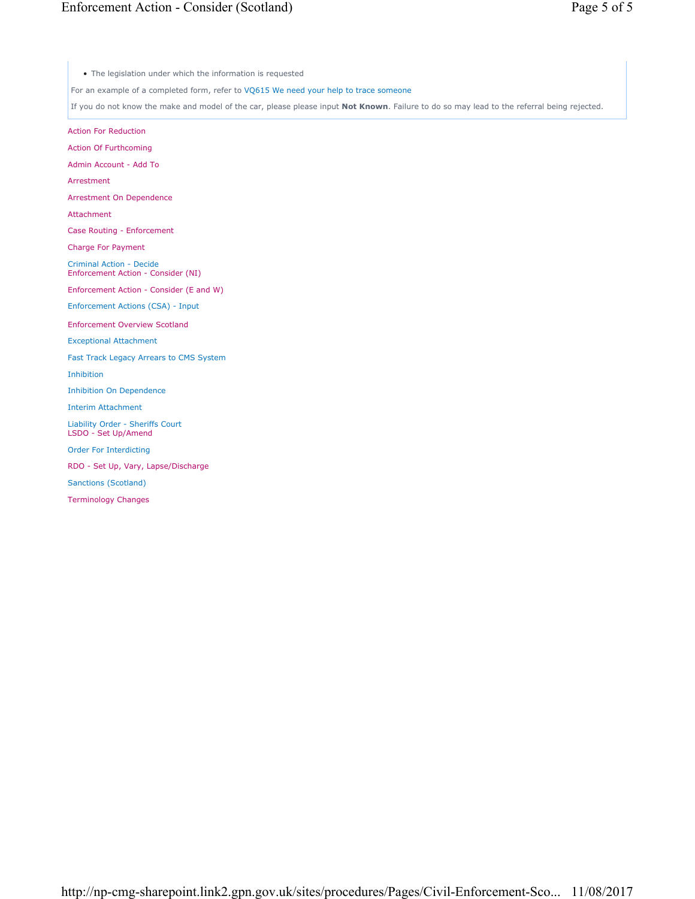- The legislation under which the information is requested

For an example of a completed form, refer to VQ615 We need your help to trace someone

If you do not know the make and model of the car, please please input **Not Known**. Failure to do so may lead to the referral being rejected.

Action For Reduction

Action Of Furthcoming

Admin Account - Add To

Arrestment

Arrestment On Dependence

Attachment

Case Routing - Enforcement

Charge For Payment

Criminal Action - Decide

Enforcement Action - Consider (NI)

Enforcement Action - Consider (E and W)

Enforcement Actions (CSA) - Input

Enforcement Overview Scotland

Exceptional Attachment

Fast Track Legacy Arrears to CMS System

Inhibition

Inhibition On Dependence

Interim Attachment

Liability Order - Sheriffs Court

LSDO - Set Up/Amend

Order For Interdicting

RDO - Set Up, Vary, Lapse/Discharge

Sanctions (Scotland)

Terminology Changes